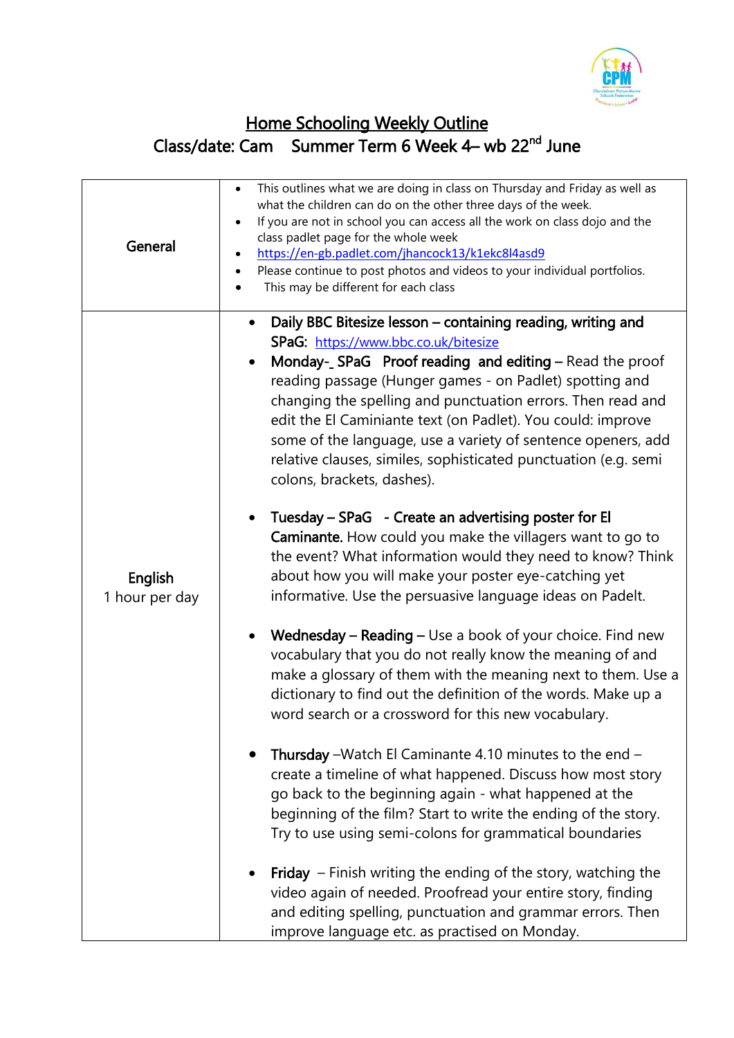# Home Schooling Weekly Outline

## Class/date: Cam Summer Term 6 Week 4– wb 22nd June

| | |
|---|---|
| General | • This outlines what we are doing in class on Thursday and Friday as well as what the children can do on the other three days of the week.<br>• If you are not in school you can access all the work on class dojo and the class padlet page for the whole week<br>• https://en-gb.padlet.com/jhancock13/k1ekc8l4asd9<br>• Please continue to post photos and videos to your individual portfolios.<br>• This may be different for each class |
| English<br>1 hour per day | • **Daily BBC Bitesize lesson – containing reading, writing and SPaG:** https://www.bbc.co.uk/bitesize<br>• **Monday-_ SPaG Proof reading and editing –** Read the proof reading passage (Hunger games - on Padlet) spotting and changing the spelling and punctuation errors. Then read and edit the El Caminiante text (on Padlet). You could: improve some of the language, use a variety of sentence openers, add relative clauses, similes, sophisticated punctuation (e.g. semi colons, brackets, dashes).<br><br>• **Tuesday – SPaG - Create an advertising poster for El Caminante.** How could you make the villagers want to go to the event? What information would they need to know? Think about how you will make your poster eye-catching yet informative. Use the persuasive language ideas on Padelt.<br><br>• **Wednesday – Reading –** Use a book of your choice. Find new vocabulary that you do not really know the meaning of and make a glossary of them with the meaning next to them. Use a dictionary to find out the definition of the words. Make up a word search or a crossword for this new vocabulary.<br><br>• **Thursday** –Watch El Caminante 4.10 minutes to the end – create a timeline of what happened. Discuss how most story go back to the beginning again - what happened at the beginning of the film? Start to write the ending of the story. Try to use using semi-colons for grammatical boundaries<br><br>• **Friday** – Finish writing the ending of the story, watching the video again of needed. Proofread your entire story, finding and editing spelling, punctuation and grammar errors. Then improve language etc. as practised on Monday. |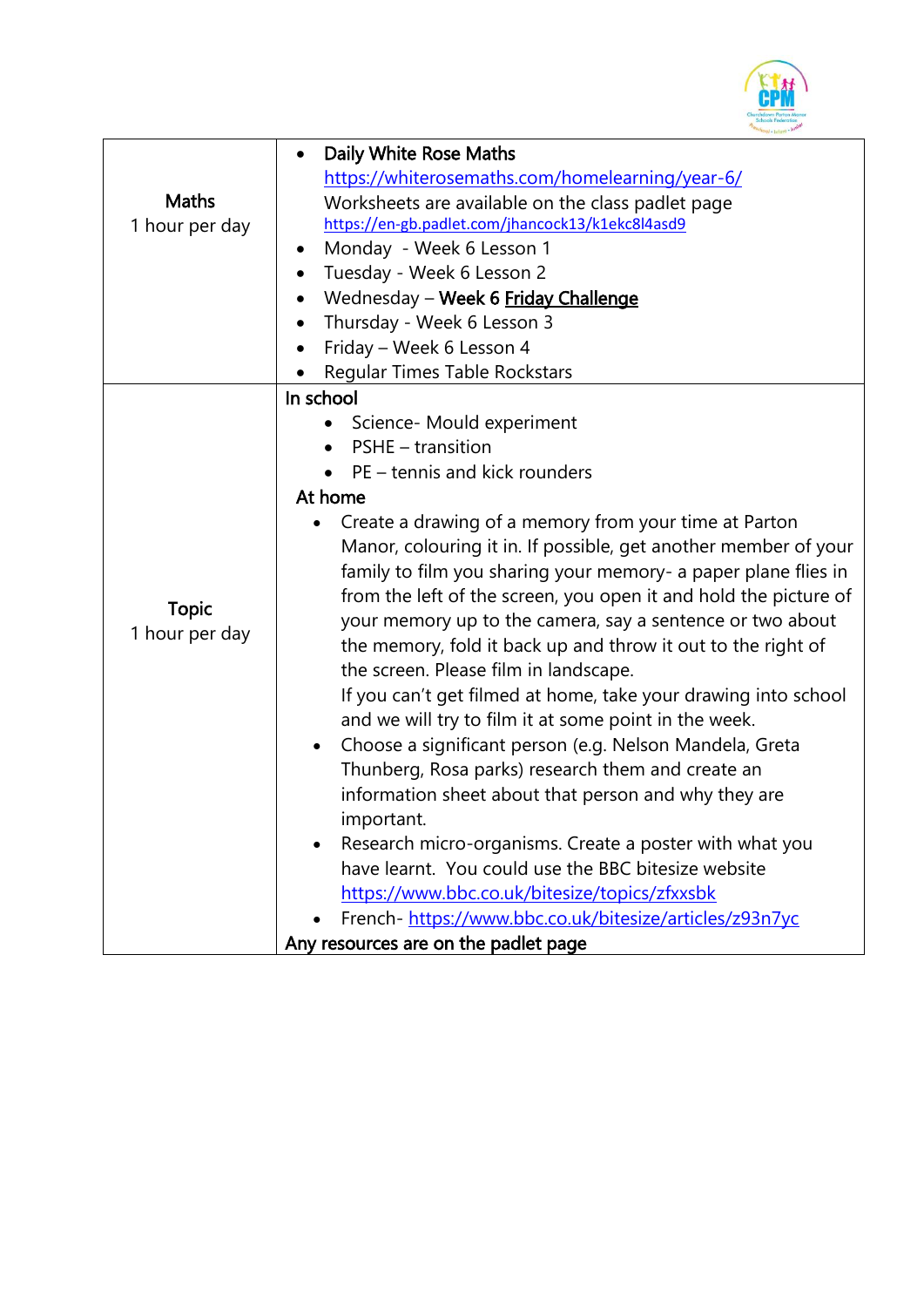| | |
|---|---|
| **Maths**<br>1 hour per day | • **Daily White Rose Maths** https://whiterosemaths.com/homelearning/year-6/<br>Worksheets are available on the class padlet page https://en-gb.padlet.com/jhancock13/k1ekc8l4asd9<br>• Monday - Week 6 Lesson 1<br>• Tuesday - Week 6 Lesson 2<br>• Wednesday – **Week 6 Friday Challenge**<br>• Thursday - Week 6 Lesson 3<br>• Friday – Week 6 Lesson 4<br>• Regular Times Table Rockstars |
| **Topic**<br>1 hour per day | **In school**<br>• Science- Mould experiment<br>• PSHE – transition<br>• PE – tennis and kick rounders<br>**At home**<br>• Create a drawing of a memory from your time at Parton Manor, colouring it in. If possible, get another member of your family to film you sharing your memory- a paper plane flies in from the left of the screen, you open it and hold the picture of your memory up to the camera, say a sentence or two about the memory, fold it back up and throw it out to the right of the screen. Please film in landscape.<br>If you can't get filmed at home, take your drawing into school and we will try to film it at some point in the week.<br>• Choose a significant person (e.g. Nelson Mandela, Greta Thunberg, Rosa parks) research them and create an information sheet about that person and why they are important.<br>• Research micro-organisms. Create a poster with what you have learnt. You could use the BBC bitesize website https://www.bbc.co.uk/bitesize/topics/zfxxsbk<br>• French- https://www.bbc.co.uk/bitesize/articles/z93n7yc<br>**Any resources are on the padlet page** |